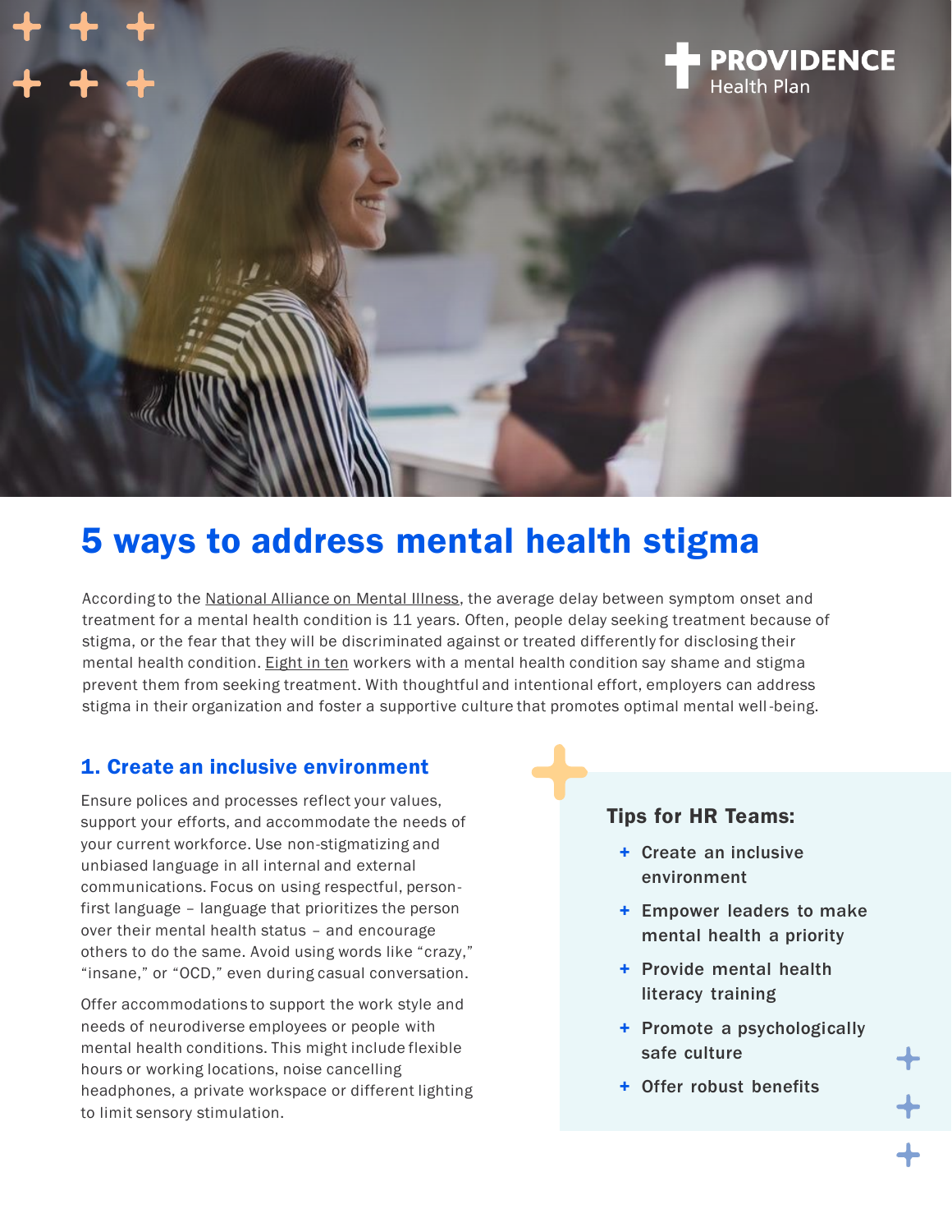PROVIDENCE Health Plan

# 5 ways to address mental health stigma

According to the National Alliance on Mental Illness, the average delay between symptom onset and treatment for a mental health condition is 11 years. Often, people delay seeking treatment because of stigma, or the fear that they will be discriminated against or treated differently for disclosing their mental health condition. Eight in ten workers with a mental health condition say shame and stigma prevent them from seeking treatment. With thoughtful and intentional effort, employers can address stigma in their organization and foster a supportive culture that promotes optimal mental well-being.

## 1. Create an inclusive environment

Ensure polices and processes reflect your values, support your efforts, and accommodate the needs of your current workforce. Use non-stigmatizing and unbiased language in all internal and external communications. Focus on using respectful, person-first language – language that prioritizes the person over their mental health status – and encourage others to do the same. Avoid using words like “crazy,” “insane,” or “OCD,” even during casual conversation.

Offer accommodations to support the work style and needs of neurodiverse employees or people with mental health conditions. This might include flexible hours or working locations, noise cancelling headphones, a private workspace or different lighting to limit sensory stimulation.

### Tips for HR Teams:

- Create an inclusive environment
- Empower leaders to make mental health a priority
- Provide mental health literacy training
- Promote a psychologically safe culture
- Offer robust benefits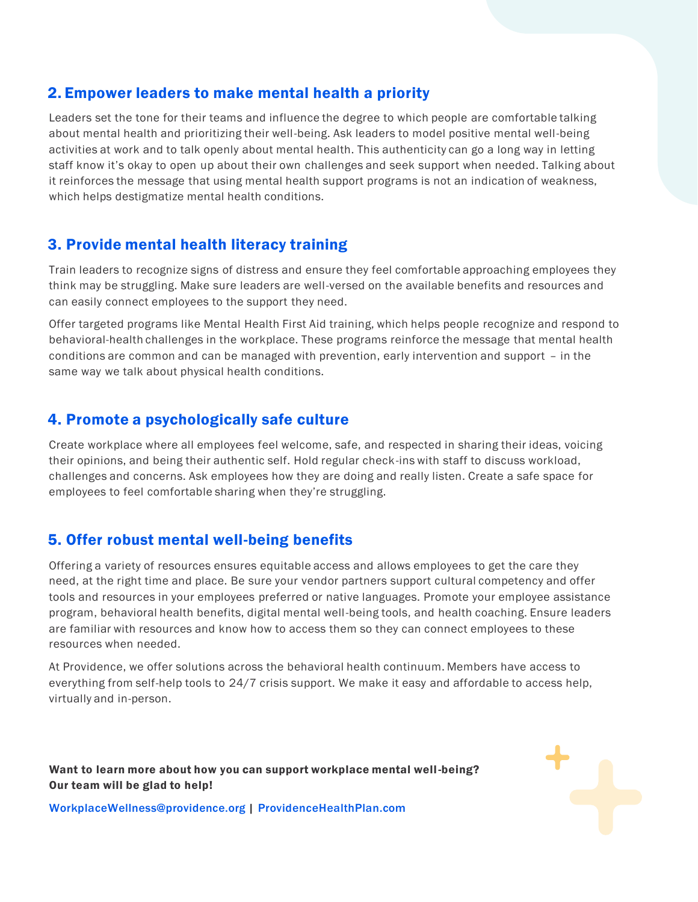## 2. Empower leaders to make mental health a priority

Leaders set the tone for their teams and influence the degree to which people are comfortable talking about mental health and prioritizing their well-being. Ask leaders to model positive mental well-being activities at work and to talk openly about mental health. This authenticity can go a long way in letting staff know it's okay to open up about their own challenges and seek support when needed. Talking about it reinforces the message that using mental health support programs is not an indication of weakness, which helps destigmatize mental health conditions.

## 3. Provide mental health literacy training

Train leaders to recognize signs of distress and ensure they feel comfortable approaching employees they think may be struggling. Make sure leaders are well-versed on the available benefits and resources and can easily connect employees to the support they need.

Offer targeted programs like Mental Health First Aid training, which helps people recognize and respond to behavioral-health challenges in the workplace. These programs reinforce the message that mental health conditions are common and can be managed with prevention, early intervention and support – in the same way we talk about physical health conditions.

## 4. Promote a psychologically safe culture

Create workplace where all employees feel welcome, safe, and respected in sharing their ideas, voicing their opinions, and being their authentic self. Hold regular check-ins with staff to discuss workload, challenges and concerns. Ask employees how they are doing and really listen. Create a safe space for employees to feel comfortable sharing when they're struggling.

## 5. Offer robust mental well-being benefits

Offering a variety of resources ensures equitable access and allows employees to get the care they need, at the right time and place. Be sure your vendor partners support cultural competency and offer tools and resources in your employees preferred or native languages. Promote your employee assistance program, behavioral health benefits, digital mental well-being tools, and health coaching. Ensure leaders are familiar with resources and know how to access them so they can connect employees to these resources when needed.

At Providence, we offer solutions across the behavioral health continuum. Members have access to everything from self-help tools to 24/7 crisis support. We make it easy and affordable to access help, virtually and in-person.

**Want to learn more about how you can support workplace mental well-being?**
**Our team will be glad to help!**

WorkplaceWellness@providence.org | ProvidenceHealthPlan.com